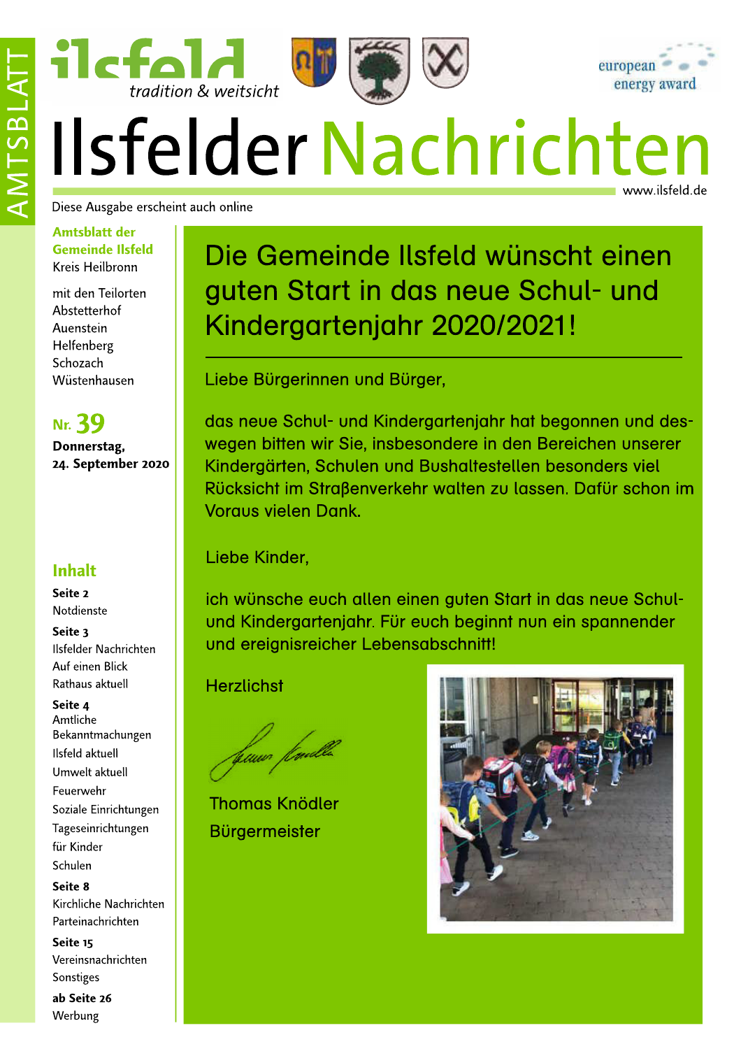AMTSBLATT

ilsfeld *tradition & weitsicht*

european energy award

# Ilsfelder Nachrichten

www.ilsfeld.de

Diese Ausgabe erscheint auch online

**Amtsblatt der Gemeinde Ilsfeld**
Kreis Heilbronn

mit den Teilorten
Abstetterhof
Auenstein
Helfenberg
Schozach
Wüstenhausen

**Nr. 39**
**Donnerstag, 24. September 2020**

## Inhalt

**Seite 2**
Notdienste

**Seite 3**
Ilsfelder Nachrichten
Auf einen Blick
Rathaus aktuell

**Seite 4**
Amtliche Bekanntmachungen
Ilsfeld aktuell
Umwelt aktuell
Feuerwehr
Soziale Einrichtungen
Tageseinrichtungen für Kinder
Schulen

**Seite 8**
Kirchliche Nachrichten
Parteinachrichten

**Seite 15**
Vereinsnachrichten
Sonstiges

**ab Seite 26**
Werbung

## Die Gemeinde Ilsfeld wünscht einen guten Start in das neue Schul- und Kindergartenjahr 2020/2021!

Liebe Bürgerinnen und Bürger,

das neue Schul- und Kindergartenjahr hat begonnen und deswegen bitten wir Sie, insbesondere in den Bereichen unserer Kindergärten, Schulen und Bushaltestellen besonders viel Rücksicht im Straßenverkehr walten zu lassen. Dafür schon im Voraus vielen Dank.

Liebe Kinder,

ich wünsche euch allen einen guten Start in das neue Schul- und Kindergartenjahr. Für euch beginnt nun ein spannender und ereignisreicher Lebensabschnitt!

Herzlichst

Thomas Knödler
Bürgermeister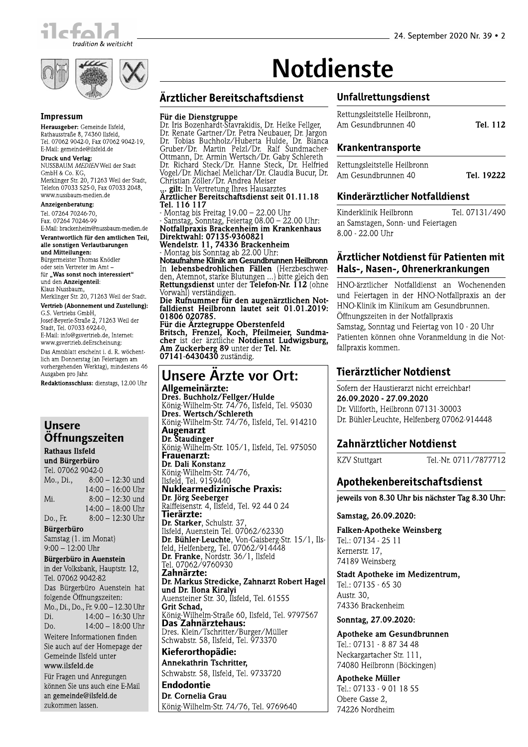# Notdienste

## Impressum

**Herausgeber:** Gemeinde Ilsfeld, Rathausstraße 8, 74360 Ilsfeld, Tel. 07062 9042-0, Fax 07062 9042-19, E-Mail: gemeinde@ilsfeld.de

**Druck und Verlag:** NUSSBAUM *MEDIEN* Weil der Stadt GmbH & Co. KG, Merklinger Str. 20, 71263 Weil der Stadt, Telefon 07033 525-0, Fax 07033 2048, www.nussbaum-medien.de

**Anzeigenberatung:** Tel. 07264 70246-70, Fax. 07264 70246-99 E-Mail: brackenheim@nussbaum-medien.de

**Verantwortlich für den amtlichen Teil, alle sonstigen Verlautbarungen und Mitteilungen:** Bürgermeister Thomas Knödler oder sein Vertreter im Amt – für **„Was sonst noch interessiert"** und den **Anzeigenteil:** Klaus Nussbaum, Merklinger Str. 20, 71263 Weil der Stadt.

**Vertrieb (Abonnement und Zustellung):** G.S. Vertriebs GmbH, Josef-Beyerle-Straße 2, 71263 Weil der Stadt, Tel. 07033 6924-0, E-Mail: info@gsvertrieb.de, Internet: www.gsvertrieb.deErscheinung:

Das Amtsblatt erscheint i. d. R. wöchentlich am Donnerstag (an Feiertagen am vorhergehenden Werktag), mindestens 46 Ausgaben pro Jahr.

**Redaktionsschluss:** dienstags, 12.00 Uhr

## Unsere Öffnungszeiten

**Rathaus Ilsfeld und Bürgerbüro**
Tel. 07062 9042-0

| | |
|---|---|
| Mo., Di., | 8:00 – 12:30 und 14:00 – 16:00 Uhr |
| Mi. | 8:00 – 12:30 und 14:00 – 18:00 Uhr |
| Do., Fr. | 8:00 – 12:30 Uhr |

**Bürgerbüro**
Samstag (1. im Monat) 9:00 – 12:00 Uhr

**Bürgerbüro in Auenstein**
in der Volksbank, Hauptstr. 12, Tel. 07062 9042-82
Das Bürgerbüro Auenstein hat folgende Öffnungszeiten:

| | |
|---|---|
| Mo., Di., Do., Fr. | 9.00 – 12.30 Uhr |
| Di. | 14:00 – 16:30 Uhr |
| Do. | 14:00 – 18:00 Uhr |

Weitere Informationen finden Sie auch auf der Homepage der Gemeinde Ilsfeld unter **www.ilsfeld.de**

Für Fragen und Anregungen können Sie uns auch eine E-Mail an **gemeinde@ilsfeld.de** zukommen lassen.

## Ärztlicher Bereitschaftsdienst

**Für die Dienstgruppe**
Dr. Iris Bozenhardt-Stavrakidis, Dr. Heike Fellger, Dr. Renate Gartner/Dr. Petra Neubauer, Dr. Jargon Dr. Tobias Buchholz/Huberta Hulde, Dr. Bianca Gruber/Dr. Martin Pelzl/Dr. Ralf Sundmacher-Ottmann, Dr. Armin Wertsch/Dr. Gaby Schlereth Dr. Richard Steck/Dr. Hanne Steck, Dr. Helfried Vogel/Dr. Michael Melichar/Dr. Claudia Bucur, Dr. Christian Zöller/Dr. Andrea Meiser
**... gilt:** In Vertretung Ihres Hausarztes
**Ärztlicher Bereitschaftsdienst seit 01.11.18 Tel. 116 117**
- Montag bis Freitag 19.00 – 22.00 Uhr
- Samstag, Sonntag, Feiertag 08.00 – 22.00 Uhr:

**Notfallpraxis Brackenheim im Krankenhaus Direktwahl: 07135-9360821**
**Wendelstr. 11, 74336 Brackenheim**
- Montag bis Sonntag ab 22.00 Uhr:

**Notaufnahme Klinik am Gesundbrunnen Heilbronn**
In **lebensbedrohlichen Fällen** (Herzbeschwerden, Atemnot, starke Blutungen ...) bitte gleich den **Rettungsdienst** unter der **Telefon-Nr. 112** (ohne Vorwahl) verständigen.
**Die Rufnummer für den augenärztlichen Notfalldienst Heilbronn lautet seit 01.01.2019: 01806 020785.**
**Für die Ärztegruppe Oberstenfeld**
**Britsch, Frenzel, Koch, Pfeilmeier, Sundmacher** ist der ärztliche **Notdienst Ludwigsburg, Am Zuckerberg 89** unter der **Tel. Nr. 07141-6430430** zuständig.

## Unsere Ärzte vor Ort:

**Allgemeinärzte:**
**Dres. Buchholz/Fellger/Hulde**
König-Wilhelm-Str. 74/76, Ilsfeld, Tel. 95030
**Dres. Wertsch/Schlereth**
König-Wilhelm-Str. 74/76, Ilsfeld, Tel. 914210
**Augenarzt**
**Dr. Staudinger**
König-Wilhelm-Str. 105/1, Ilsfeld, Tel. 975050
**Frauenarzt:**
**Dr. Dali Konstanz**
König-Wilhelm-Str. 74/76, Ilsfeld, Tel. 9159440
**Nuklearmedizinische Praxis:**
**Dr. Jörg Seeberger**
Raiffeisenstr. 4, Ilsfeld, Tel. 92 44 0 24
**Tierärzte:**
**Dr. Starker**, Schulstr. 37, Ilsfeld, Auenstein Tel. 07062/62330
**Dr. Bühler-Leuchte**, Von-Gaisberg-Str. 15/1, Ilsfeld, Helfenberg, Tel. 07062/914448
**Dr. Franke**, Nordstr. 36/1, Ilsfeld Tel. 07062/9760930
**Zahnärzte:**
**Dr. Markus Stredicke, Zahnarzt Robert Hagel und Dr. Ilona Kiralyi**
Auensteiner Str. 30, Ilsfeld, Tel. 61555
**Grit Schad,**
König-Wilhelm-Straße 60, Ilsfeld, Tel. 9797567
**Das Zahnärztehaus:**
Dres. Klein/Tschritter/Burger/Müller
Schwabstr. 58, Ilsfeld, Tel. 973370
**Kieferorthopädie:**
**Annekathrin Tschritter,**
Schwabstr. 58, Ilsfeld, Tel. 9733720
**Endodontie**
**Dr. Cornelia Grau**
König-Wilhelm-Str. 74/76, Tel. 9769640

## Unfallrettungsdienst

Rettungsleitstelle Heilbronn, Am Gesundbrunnen 40 **Tel. 112**

## Krankentransporte

Rettungsleitstelle Heilbronn Am Gesundbrunnen 40 **Tel. 19222**

## Kinderärztlicher Notfalldienst

Kinderklinik Heilbronn Tel. 07131/490
an Samstagen, Sonn- und Feiertagen 8.00 - 22.00 Uhr

## Ärztlicher Notdienst für Patienten mit Hals-, Nasen-, Ohrenerkrankungen

HNO-ärztlicher Notfalldienst an Wochenenden und Feiertagen in der HNO-Notfallpraxis an der HNO-Klinik im Klinikum am Gesundbrunnen.
Öffnungszeiten in der Notfallpraxis
Samstag, Sonntag und Feiertag von 10 - 20 Uhr
Patienten können ohne Voranmeldung in die Notfallpraxis kommen.

## Tierärztlicher Notdienst

Sofern der Haustierarzt nicht erreichbar!
**26.09.2020 - 27.09.2020**
Dr. Villforth, Heilbronn 07131-30003
Dr. Bühler-Leuchte, Helfenberg 07062-914448

## Zahnärztlicher Notdienst

KZV Stuttgart Tel.-Nr. 0711/7877712

## Apothekenbereitschaftsdienst

**jeweils von 8.30 Uhr bis nächster Tag 8.30 Uhr:**

**Samstag, 26.09.2020:**

**Falken-Apotheke Weinsberg**
Tel.: 07134 - 25 11
Kernerstr. 17,
74189 Weinsberg

**Stadt Apotheke im Medizentrum,**
Tel.: 07135 - 65 30
Austr. 30,
74336 Brackenheim

**Sonntag, 27.09.2020:**

**Apotheke am Gesundbrunnen**
Tel.: 07131 - 8 87 34 48
Neckargartacher Str. 111,
74080 Heilbronn (Böckingen)

**Apotheke Müller**
Tel.: 07133 - 9 01 18 55
Obere Gasse 2,
74226 Nordheim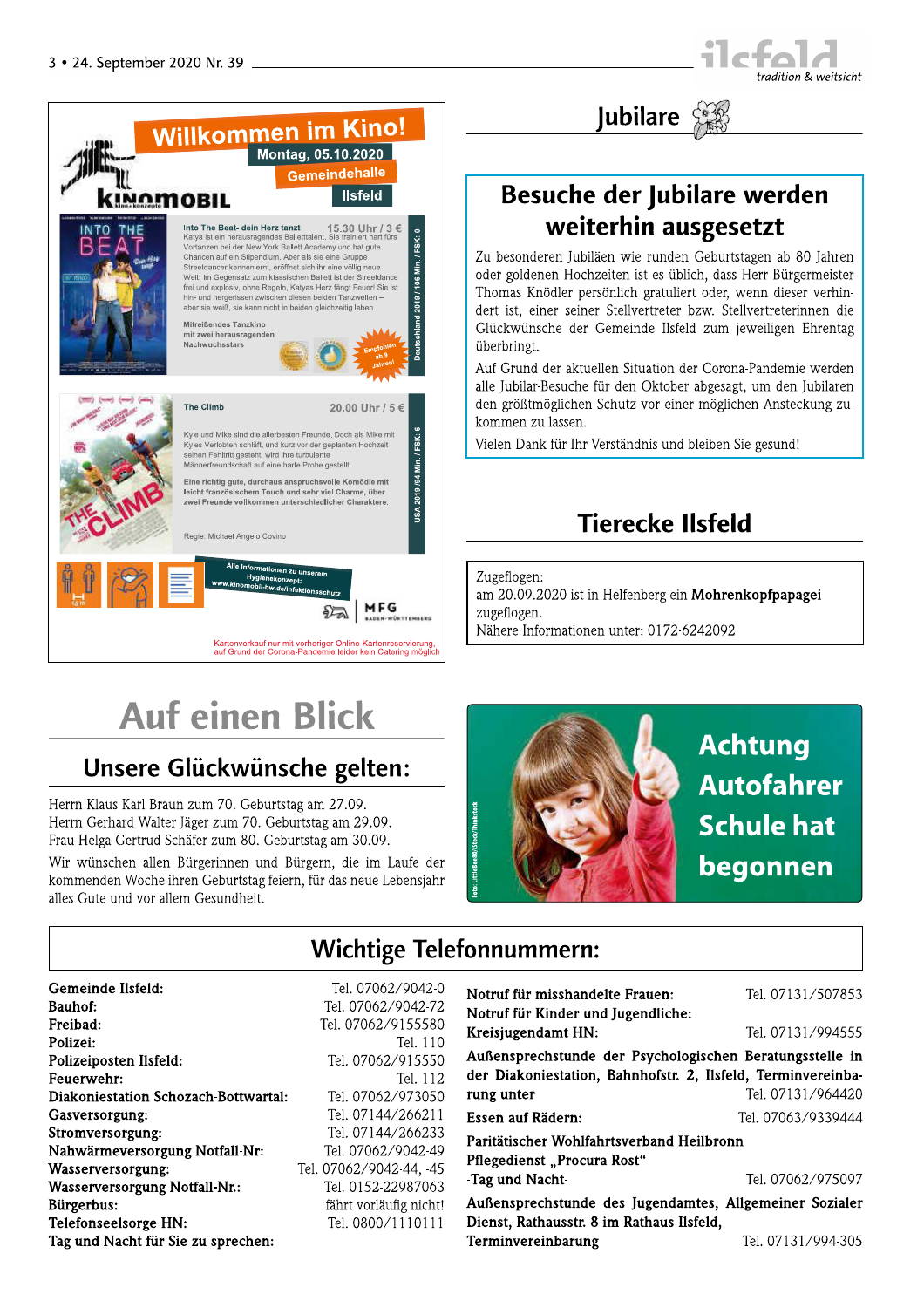## Willkommen im Kino!

**Montag, 05.10.2020**
**Gemeindehalle**
**Ilsfeld**

KINOMOBIL

**Into The Beat- dein Herz tanzt** — 15.30 Uhr / 3 €

Katya ist ein herausragendes Balletttalent. Sie trainiert hart fürs Vortanzen bei der New York Ballett Academy und hat gute Chancen auf ein Stipendium. Aber als sie eine Gruppe Streetdancer kennenlernt, eröffnet sich ihr eine völlig neue Welt: Im Gegensatz zum klassischen Ballett ist der Streetdance frei und explosiv, ohne Regeln, Katyas Herz fängt Feuer! Sie ist hin- und hergerissen zwischen diesen beiden Tanzwelten – aber sie weiß, sie kann nicht in beiden gleichzeitig leben.

Mitreißendes Tanzkino mit zwei herausragenden Nachwuchsstars

Empfohlen ab 9 Jahren!

Deutschland 2019 / 106 Min. / FSK: 0

**The Climb** — 20.00 Uhr / 5 €

Kyle und Mike sind die allerbesten Freunde. Doch als Mike mit Kyles Verlobten schläft, und kurz vor der geplanten Hochzeit seinen Fehltritt gesteht, wird ihre turbulente Männerfreundschaft auf eine harte Probe gestellt.

Eine richtig gute, durchaus anspruchsvolle Komödie mit leicht französischem Touch und sehr viel Charme, über zwei Freunde vollkommen unterschiedlicher Charaktere.

Regie: Michael Angelo Covino

USA 2019 / 94 Min. / FSK: 6

Alle Informationen zu unserem Hygienekonzept: www.kinomobil-bw.de/infektionsschutz

MFG

Kartenverkauf nur mit vorheriger Online-Kartenreservierung, auf Grund der Corona-Pandemie leider kein Catering möglich

# Jubilare

## Besuche der Jubilare werden weiterhin ausgesetzt

Zu besonderen Jubiläen wie runden Geburtstagen ab 80 Jahren oder goldenen Hochzeiten ist es üblich, dass Herr Bürgermeister Thomas Knödler persönlich gratuliert oder, wenn dieser verhindert ist, einer seiner Stellvertreter bzw. Stellvertreterinnen die Glückwünsche der Gemeinde Ilsfeld zum jeweiligen Ehrentag überbringt.

Auf Grund der aktuellen Situation der Corona-Pandemie werden alle Jubilar-Besuche für den Oktober abgesagt, um den Jubilaren den größtmöglichen Schutz vor einer möglichen Ansteckung zukommen zu lassen.

Vielen Dank für Ihr Verständnis und bleiben Sie gesund!

# Tierecke Ilsfeld

Zugeflogen:
am 20.09.2020 ist in Helfenberg ein **Mohrenkopfpapagei** zugeflogen.
Nähere Informationen unter: 0172-6242092

# Auf einen Blick

## Unsere Glückwünsche gelten:

Herrn Klaus Karl Braun zum 70. Geburtstag am 27.09.
Herrn Gerhard Walter Jäger zum 70. Geburtstag am 29.09.
Frau Helga Gertrud Schäfer zum 80. Geburtstag am 30.09.

Wir wünschen allen Bürgerinnen und Bürgern, die im Laufe der kommenden Woche ihren Geburtstag feiern, für das neue Lebensjahr alles Gute und vor allem Gesundheit.

**Achtung Autofahrer Schule hat begonnen**

Foto: LittleBee80/iStock/Thinkstock

## Wichtige Telefonnummern:

| | |
|---|---|
| **Gemeinde Ilsfeld:** | Tel. 07062/9042-0 |
| **Bauhof:** | Tel. 07062/9042-72 |
| **Freibad:** | Tel. 07062/9155580 |
| **Polizei:** | Tel. 110 |
| **Polizeiposten Ilsfeld:** | Tel. 07062/915550 |
| **Feuerwehr:** | Tel. 112 |
| **Diakoniestation Schozach-Bottwartal:** | Tel. 07062/973050 |
| **Gasversorgung:** | Tel. 07144/266211 |
| **Stromversorgung:** | Tel. 07144/266233 |
| **Nahwärmeversorgung Notfall-Nr:** | Tel. 07062/9042-49 |
| **Wasserversorgung:** | Tel. 07062/9042-44, -45 |
| **Wasserversorgung Notfall-Nr.:** | Tel. 0152-22987063 |
| **Bürgerbus:** | fährt vorläufig nicht! |
| **Telefonseelsorge HN:** | Tel. 0800/1110111 |
| **Tag und Nacht für Sie zu sprechen:** | |
| **Notruf für misshandelte Frauen:** | Tel. 07131/507853 |
| **Notruf für Kinder und Jugendliche: Kreisjugendamt HN:** | Tel. 07131/994555 |
| **Außensprechstunde der Psychologischen Beratungsstelle in der Diakoniestation, Bahnhofstr. 2, Ilsfeld, Terminvereinbarung unter** | Tel. 07131/964420 |
| **Essen auf Rädern:** | Tel. 07063/9339444 |
| **Paritätischer Wohlfahrtsverband Heilbronn Pflegedienst „Procura Rost" -Tag und Nacht-** | Tel. 07062/975097 |
| **Außensprechstunde des Jugendamtes, Allgemeiner Sozialer Dienst, Rathausstr. 8 im Rathaus Ilsfeld, Terminvereinbarung** | Tel. 07131/994-305 |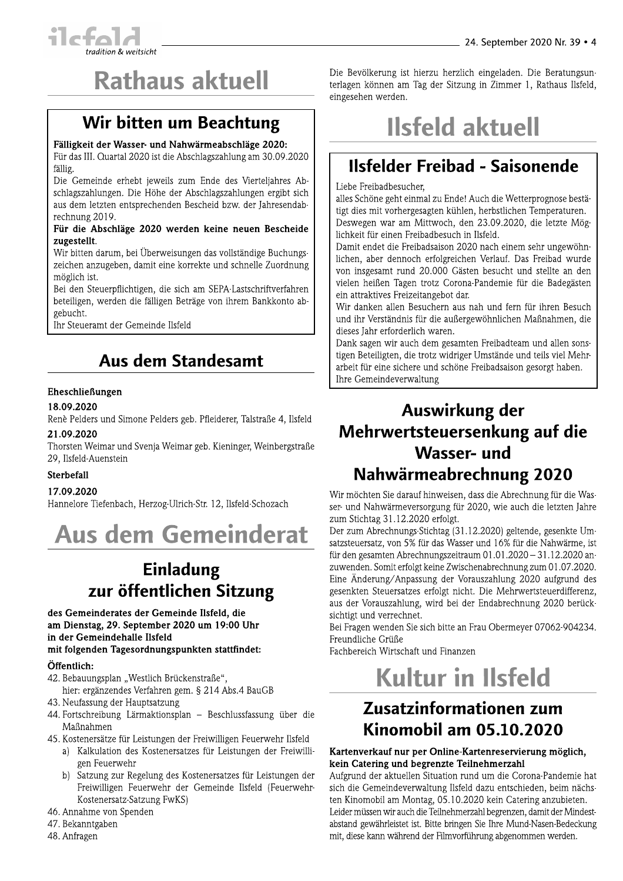# Rathaus aktuell

## Wir bitten um Beachtung

**Fälligkeit der Wasser- und Nahwärmeabschläge 2020:**
Für das III. Quartal 2020 ist die Abschlagszahlung am 30.09.2020 fällig.
Die Gemeinde erhebt jeweils zum Ende des Vierteljahres Abschlagszahlungen. Die Höhe der Abschlagszahlungen ergibt sich aus dem letzten entsprechenden Bescheid bzw. der Jahresendabrechnung 2019.
**Für die Abschläge 2020 werden keine neuen Bescheide zugestellt.**
Wir bitten darum, bei Überweisungen das vollständige Buchungszeichen anzugeben, damit eine korrekte und schnelle Zuordnung möglich ist.
Bei den Steuerpflichtigen, die sich am SEPA-Lastschriftverfahren beteiligen, werden die fälligen Beträge von ihrem Bankkonto abgebucht.
Ihr Steueramt der Gemeinde Ilsfeld

## Aus dem Standesamt

**Eheschließungen**

**18.09.2020**
Renè Pelders und Simone Pelders geb. Pfleiderer, Talstraße 4, Ilsfeld

**21.09.2020**
Thorsten Weimar und Svenja Weimar geb. Kieninger, Weinbergstraße 29, Ilsfeld-Auenstein

**Sterbefall**

**17.09.2020**
Hannelore Tiefenbach, Herzog-Ulrich-Str. 12, Ilsfeld-Schozach

# Aus dem Gemeinderat

## Einladung zur öffentlichen Sitzung

**des Gemeinderates der Gemeinde Ilsfeld, die am Dienstag, 29. September 2020 um 19:00 Uhr in der Gemeindehalle Ilsfeld mit folgenden Tagesordnungspunkten stattfindet:**

**Öffentlich:**

42. Bebauungsplan „Westlich Brückenstraße“, hier: ergänzendes Verfahren gem. § 214 Abs.4 BauGB
43. Neufassung der Hauptsatzung
44. Fortschreibung Lärmaktionsplan – Beschlussfassung über die Maßnahmen
45. Kostenersätze für Leistungen der Freiwilligen Feuerwehr Ilsfeld
    a) Kalkulation des Kostenersatzes für Leistungen der Freiwilligen Feuerwehr
    b) Satzung zur Regelung des Kostenersatzes für Leistungen der Freiwilligen Feuerwehr der Gemeinde Ilsfeld (Feuerwehr-Kostenersatz-Satzung FwKS)
46. Annahme von Spenden
47. Bekanntgaben
48. Anfragen

Die Bevölkerung ist hierzu herzlich eingeladen. Die Beratungsunterlagen können am Tag der Sitzung in Zimmer 1, Rathaus Ilsfeld, eingesehen werden.

# Ilsfeld aktuell

## Ilsfelder Freibad - Saisonende

Liebe Freibadbesucher,
alles Schöne geht einmal zu Ende! Auch die Wetterprognose bestätigt dies mit vorhergesagten kühlen, herbstlichen Temperaturen.
Deswegen war am Mittwoch, den 23.09.2020, die letzte Möglichkeit für einen Freibadbesuch in Ilsfeld.
Damit endet die Freibadsaison 2020 nach einem sehr ungewöhnlichen, aber dennoch erfolgreichen Verlauf. Das Freibad wurde von insgesamt rund 20.000 Gästen besucht und stellte an den vielen heißen Tagen trotz Corona-Pandemie für die Badegästen ein attraktives Freizeitangebot dar.
Wir danken allen Besuchern aus nah und fern für ihren Besuch und ihr Verständnis für die außergewöhnlichen Maßnahmen, die dieses Jahr erforderlich waren.
Dank sagen wir auch dem gesamten Freibadteam und allen sonstigen Beteiligten, die trotz widriger Umstände und teils viel Mehrarbeit für eine sichere und schöne Freibadsaison gesorgt haben.
Ihre Gemeindeverwaltung

## Auswirkung der Mehrwertsteuersenkung auf die Wasser- und Nahwärmeabrechnung 2020

Wir möchten Sie darauf hinweisen, dass die Abrechnung für die Wasser- und Nahwärmeversorgung für 2020, wie auch die letzten Jahre zum Stichtag 31.12.2020 erfolgt.
Der zum Abrechnungs-Stichtag (31.12.2020) geltende, gesenkte Umsatzsteuersatz, von 5% für das Wasser und 16% für die Nahwärme, ist für den gesamten Abrechnungszeitraum 01.01.2020 – 31.12.2020 anzuwenden. Somit erfolgt keine Zwischenabrechnung zum 01.07.2020. Eine Änderung/Anpassung der Vorauszahlung 2020 aufgrund des gesenkten Steuersatzes erfolgt nicht. Die Mehrwertsteuerdifferenz, aus der Vorauszahlung, wird bei der Endabrechnung 2020 berücksichtigt und verrechnet.
Bei Fragen wenden Sie sich bitte an Frau Obermeyer 07062-904234.
Freundliche Grüße
Fachbereich Wirtschaft und Finanzen

# Kultur in Ilsfeld

## Zusatzinformationen zum Kinomobil am 05.10.2020

**Kartenverkauf nur per Online-Kartenreservierung möglich, kein Catering und begrenzte Teilnehmerzahl**
Aufgrund der aktuellen Situation rund um die Corona-Pandemie hat sich die Gemeindeverwaltung Ilsfeld dazu entschieden, beim nächsten Kinomobil am Montag, 05.10.2020 kein Catering anzubieten.
Leider müssen wir auch die Teilnehmerzahl begrenzen, damit der Mindestabstand gewährleistet ist. Bitte bringen Sie Ihre Mund-Nasen-Bedeckung mit, diese kann während der Filmvorführung abgenommen werden.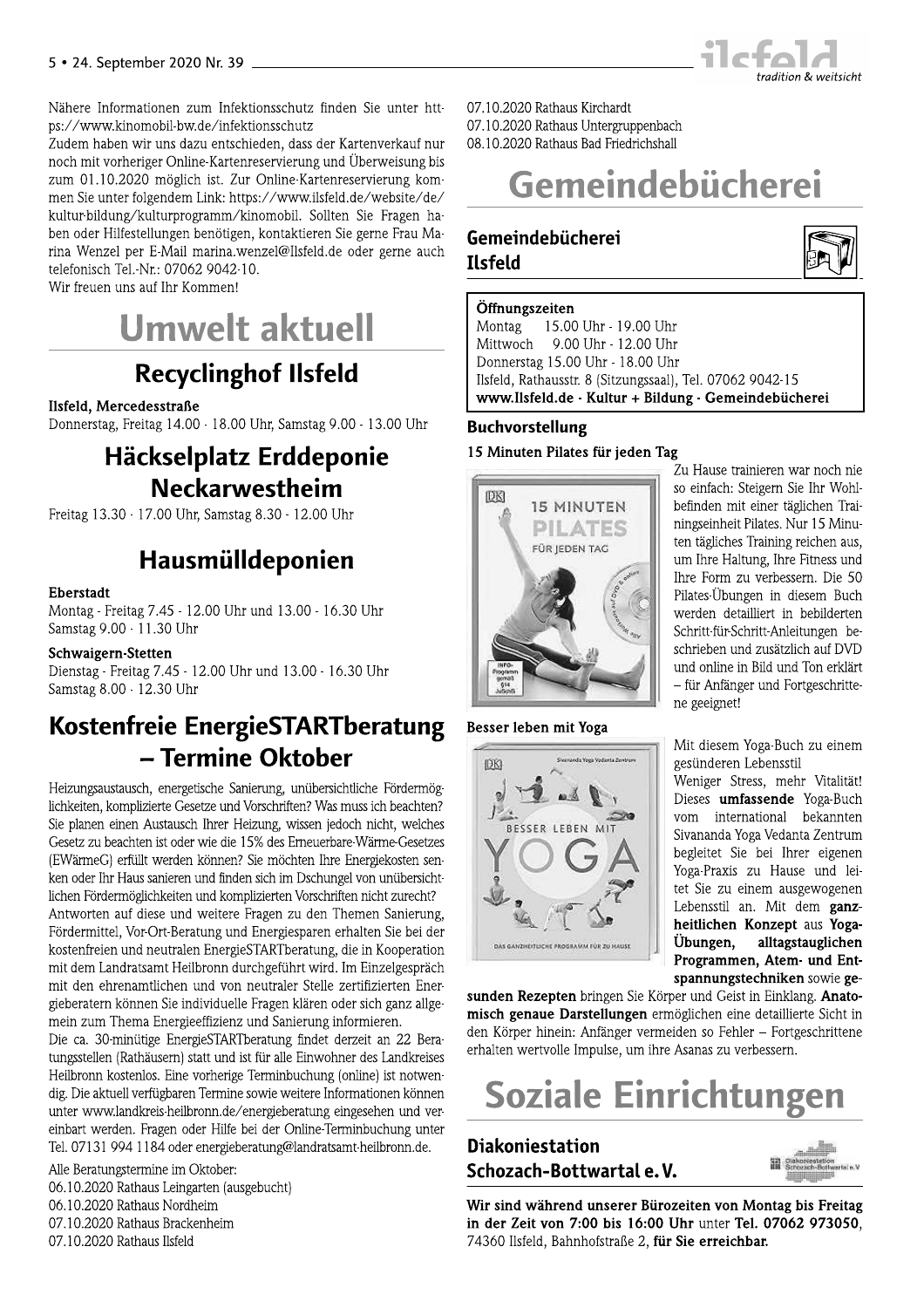Nähere Informationen zum Infektionsschutz finden Sie unter https://www.kinomobil-bw.de/infektionsschutz

Zudem haben wir uns dazu entschieden, dass der Kartenverkauf nur noch mit vorheriger Online-Kartenreservierung und Überweisung bis zum 01.10.2020 möglich ist. Zur Online-Kartenreservierung kommen Sie unter folgendem Link: https://www.ilsfeld.de/website/de/kultur-bildung/kulturprogramm/kinomobil. Sollten Sie Fragen haben oder Hilfestellungen benötigen, kontaktieren Sie gerne Frau Marina Wenzel per E-Mail marina.wenzel@Ilsfeld.de oder gerne auch telefonisch Tel.-Nr.: 07062 9042-10.

Wir freuen uns auf Ihr Kommen!

# Umwelt aktuell

## Recyclinghof Ilsfeld

**Ilsfeld, Mercedesstraße**

Donnerstag, Freitag 14.00 - 18.00 Uhr, Samstag 9.00 - 13.00 Uhr

## Häckselplatz Erddeponie Neckarwestheim

Freitag 13.30 - 17.00 Uhr, Samstag 8.30 - 12.00 Uhr

## Hausmülldeponien

**Eberstadt**

Montag - Freitag 7.45 - 12.00 Uhr und 13.00 - 16.30 Uhr

Samstag 9.00 - 11.30 Uhr

**Schwaigern-Stetten**

Dienstag - Freitag 7.45 - 12.00 Uhr und 13.00 - 16.30 Uhr

Samstag 8.00 - 12.30 Uhr

## Kostenfreie EnergieSTARTberatung – Termine Oktober

Heizungsaustausch, energetische Sanierung, unübersichtliche Fördermöglichkeiten, komplizierte Gesetze und Vorschriften? Was muss ich beachten? Sie planen einen Austausch Ihrer Heizung, wissen jedoch nicht, welches Gesetz zu beachten ist oder wie die 15% des Erneuerbare-Wärme-Gesetzes (EWärmeG) erfüllt werden können? Sie möchten Ihre Energiekosten senken oder Ihr Haus sanieren und finden sich im Dschungel von unübersichtlichen Fördermöglichkeiten und komplizierten Vorschriften nicht zurecht?

Antworten auf diese und weitere Fragen zu den Themen Sanierung, Fördermittel, Vor-Ort-Beratung und Energiesparen erhalten Sie bei der kostenfreien und neutralen EnergieSTARTberatung, die in Kooperation mit dem Landratsamt Heilbronn durchgeführt wird. Im Einzelgespräch mit den ehrenamtlichen und von neutraler Stelle zertifizierten Energieberatern können Sie individuelle Fragen klären oder sich ganz allgemein zum Thema Energieeffizienz und Sanierung informieren.

Die ca. 30-minütige EnergieSTARTberatung findet derzeit an 22 Beratungsstellen (Rathäusern) statt und ist für alle Einwohner des Landkreises Heilbronn kostenlos. Eine vorherige Terminbuchung (online) ist notwendig. Die aktuell verfügbaren Termine sowie weitere Informationen können unter www.landkreis-heilbronn.de/energieberatung eingesehen und vereinbart werden. Fragen oder Hilfe bei der Online-Terminbuchung unter Tel. 07131 994 1184 oder energieberatung@landratsamt-heilbronn.de.

Alle Beratungstermine im Oktober:

06.10.2020 Rathaus Leingarten (ausgebucht)
06.10.2020 Rathaus Nordheim
07.10.2020 Rathaus Brackenheim
07.10.2020 Rathaus Ilsfeld
07.10.2020 Rathaus Kirchardt
07.10.2020 Rathaus Untergruppenbach
08.10.2020 Rathaus Bad Friedrichshall

# Gemeindebücherei

## Gemeindebücherei Ilsfeld

**Öffnungszeiten**

Montag 15.00 Uhr - 19.00 Uhr
Mittwoch 9.00 Uhr - 12.00 Uhr
Donnerstag 15.00 Uhr - 18.00 Uhr
Ilsfeld, Rathausstr. 8 (Sitzungssaal), Tel. 07062 9042-15
**www.Ilsfeld.de - Kultur + Bildung - Gemeindebücherei**

### Buchvorstellung

**15 Minuten Pilates für jeden Tag**

Zu Hause trainieren war noch nie so einfach: Steigern Sie Ihr Wohlbefinden mit einer täglichen Trainingseinheit Pilates. Nur 15 Minuten tägliches Training reichen aus, um Ihre Haltung, Ihre Fitness und Ihre Form zu verbessern. Die 50 Pilates-Übungen in diesem Buch werden detailliert in bebilderten Schritt-für-Schritt-Anleitungen beschrieben und zusätzlich auf DVD und online in Bild und Ton erklärt – für Anfänger und Fortgeschrittene geeignet!

**Besser leben mit Yoga**

Mit diesem Yoga-Buch zu einem gesünderen Lebensstil

Weniger Stress, mehr Vitalität! Dieses **umfassende** Yoga-Buch vom international bekannten Sivananda Yoga Vedanta Zentrum begleitet Sie bei Ihrer eigenen Yoga-Praxis zu Hause und leitet Sie zu einem ausgewogenen Lebensstil an. Mit dem **ganzheitlichen Konzept** aus **Yoga-Übungen, alltagstauglichen Programmen, Atem- und Entspannungstechniken** sowie **gesunden Rezepten** bringen Sie Körper und Geist in Einklang. **Anatomisch genaue Darstellungen** ermöglichen eine detaillierte Sicht in den Körper hinein: Anfänger vermeiden so Fehler – Fortgeschrittene erhalten wertvolle Impulse, um ihre Asanas zu verbessern.

# Soziale Einrichtungen

## Diakoniestation Schozach-Bottwartal e. V.

**Wir sind während unserer Bürozeiten von Montag bis Freitag in der Zeit von 7:00 bis 16:00 Uhr** unter **Tel. 07062 973050**, 74360 Ilsfeld, Bahnhofstraße 2, **für Sie erreichbar.**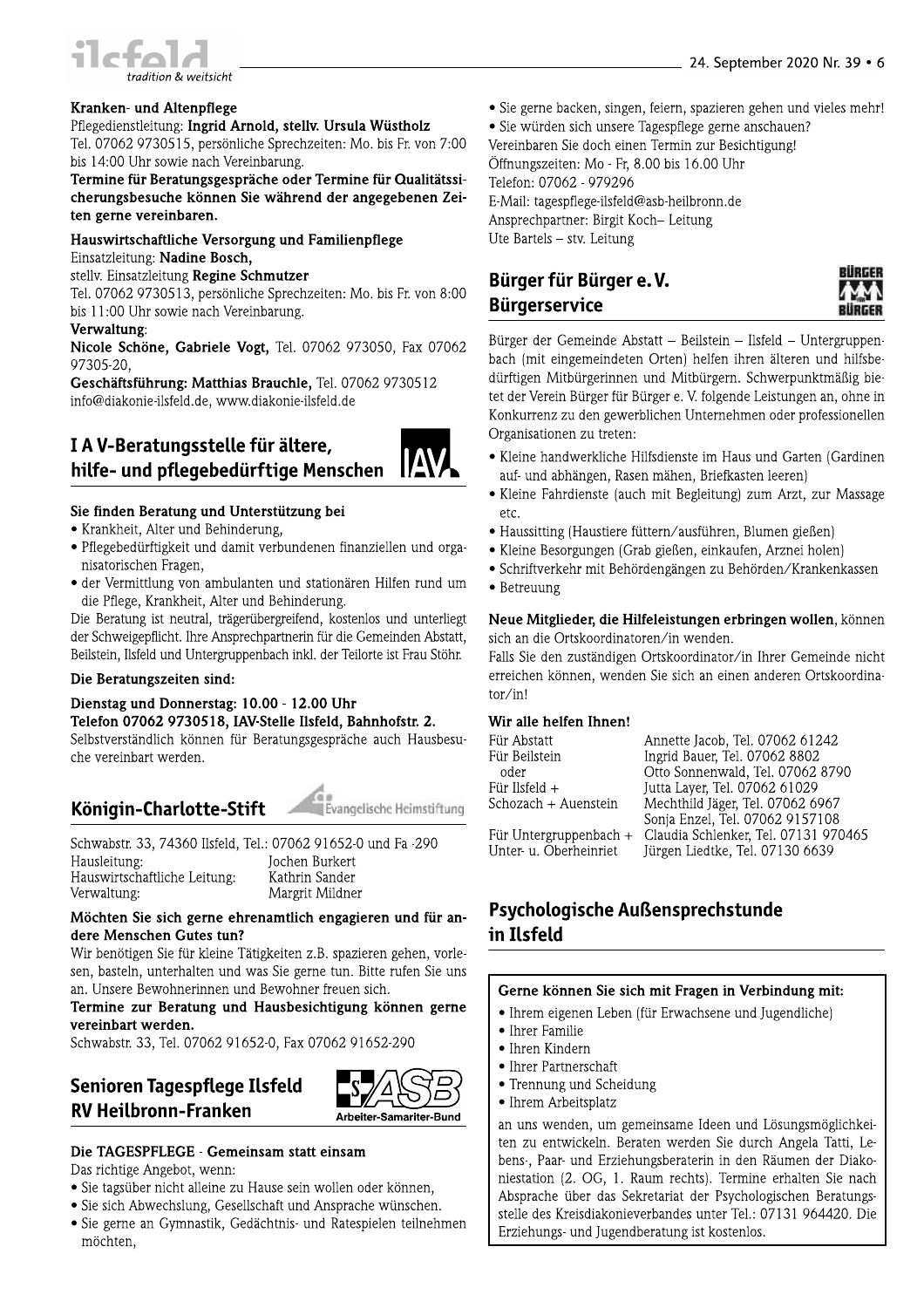**Kranken- und Altenpflege**

Pflegedienstleitung: **Ingrid Arnold, stellv. Ursula Wüstholz**
Tel. 07062 9730515, persönliche Sprechzeiten: Mo. bis Fr. von 7:00 bis 14:00 Uhr sowie nach Vereinbarung.

**Termine für Beratungsgespräche oder Termine für Qualitätssicherungsbesuche können Sie während der angegebenen Zeiten gerne vereinbaren.**

**Hauswirtschaftliche Versorgung und Familienpflege**

Einsatzleitung: **Nadine Bosch,**
stellv. Einsatzleitung **Regine Schmutzer**
Tel. 07062 9730513, persönliche Sprechzeiten: Mo. bis Fr. von 8:00 bis 11:00 Uhr sowie nach Vereinbarung.

**Verwaltung**:
**Nicole Schöne, Gabriele Vogt,** Tel. 07062 973050, Fax 07062 97305-20,
**Geschäftsführung: Matthias Brauchle,** Tel. 07062 9730512
info@diakonie-ilsfeld.de, www.diakonie-ilsfeld.de

## I A V-Beratungsstelle für ältere, hilfe- und pflegebedürftige Menschen

**Sie finden Beratung und Unterstützung bei**

- Krankheit, Alter und Behinderung,
- Pflegebedürftigkeit und damit verbundenen finanziellen und organisatorischen Fragen,
- der Vermittlung von ambulanten und stationären Hilfen rund um die Pflege, Krankheit, Alter und Behinderung.

Die Beratung ist neutral, trägerübergreifend, kostenlos und unterliegt der Schweigepflicht. Ihre Ansprechpartnerin für die Gemeinden Abstatt, Beilstein, Ilsfeld und Untergruppenbach inkl. der Teilorte ist Frau Stöhr.

**Die Beratungszeiten sind:**

**Dienstag und Donnerstag: 10.00 - 12.00 Uhr**
**Telefon 07062 9730518, IAV-Stelle Ilsfeld, Bahnhofstr. 2.**
Selbstverständlich können für Beratungsgespräche auch Hausbesuche vereinbart werden.

## Königin-Charlotte-Stift

Evangelische Heimstiftung

Schwabstr. 33, 74360 Ilsfeld, Tel.: 07062 91652-0 und Fa -290

| | |
|---|---|
| Hausleitung: | Jochen Burkert |
| Hauswirtschaftliche Leitung: | Kathrin Sander |
| Verwaltung: | Margrit Mildner |

**Möchten Sie sich gerne ehrenamtlich engagieren und für andere Menschen Gutes tun?**

Wir benötigen Sie für kleine Tätigkeiten z.B. spazieren gehen, vorlesen, basteln, unterhalten und was Sie gerne tun. Bitte rufen Sie uns an. Unsere Bewohnerinnen und Bewohner freuen sich.

**Termine zur Beratung und Hausbesichtigung können gerne vereinbart werden.**

Schwabstr. 33, Tel. 07062 91652-0, Fax 07062 91652-290

## Senioren Tagespflege Ilsfeld RV Heilbronn-Franken

Arbeiter-Samariter-Bund

**Die TAGESPFLEGE - Gemeinsam statt einsam**

Das richtige Angebot, wenn:

- Sie tagsüber nicht alleine zu Hause sein wollen oder können,
- Sie sich Abwechslung, Gesellschaft und Ansprache wünschen.
- Sie gerne an Gymnastik, Gedächtnis- und Ratespielen teilnehmen möchten,
- Sie gerne backen, singen, feiern, spazieren gehen und vieles mehr!
- Sie würden sich unsere Tagespflege gerne anschauen?

Vereinbaren Sie doch einen Termin zur Besichtigung!
Öffnungszeiten: Mo - Fr, 8.00 bis 16.00 Uhr
Telefon: 07062 - 979296
E-Mail: tagespflege-ilsfeld@asb-heilbronn.de
Ansprechpartner: Birgit Koch– Leitung
Ute Bartels – stv. Leitung

## Bürger für Bürger e. V. Bürgerservice

Bürger der Gemeinde Abstatt – Beilstein – Ilsfeld – Untergruppenbach (mit eingemeindeten Orten) helfen ihren älteren und hilfsbedürftigen Mitbürgerinnen und Mitbürgern. Schwerpunktmäßig bietet der Verein Bürger für Bürger e. V. folgende Leistungen an, ohne in Konkurrenz zu den gewerblichen Unternehmen oder professionellen Organisationen zu treten:

- Kleine handwerkliche Hilfsdienste im Haus und Garten (Gardinen auf- und abhängen, Rasen mähen, Briefkasten leeren)
- Kleine Fahrdienste (auch mit Begleitung) zum Arzt, zur Massage etc.
- Haussitting (Haustiere füttern/ausführen, Blumen gießen)
- Kleine Besorgungen (Grab gießen, einkaufen, Arznei holen)
- Schriftverkehr mit Behördengängen zu Behörden/Krankenkassen
- Betreuung

**Neue Mitglieder, die Hilfeleistungen erbringen wollen**, können sich an die Ortskoordinatoren/in wenden.

Falls Sie den zuständigen Ortskoordinator/in Ihrer Gemeinde nicht erreichen können, wenden Sie sich an einen anderen Ortskoordinator/in!

**Wir alle helfen Ihnen!**

| | |
|---|---|
| Für Abstatt | Annette Jacob, Tel. 07062 61242 |
| Für Beilstein | Ingrid Bauer, Tel. 07062 8802 |
| oder | Otto Sonnenwald, Tel. 07062 8790 |
| Für Ilsfeld + | Jutta Layer, Tel. 07062 61029 |
| Schozach + Auenstein | Mechthild Jäger, Tel. 07062 6967 |
| | Sonja Enzel, Tel. 07062 9157108 |
| Für Untergruppenbach + | Claudia Schlenker, Tel. 07131 970465 |
| Unter- u. Oberheinriet | Jürgen Liedtke, Tel. 07130 6639 |

## Psychologische Außensprechstunde in Ilsfeld

**Gerne können Sie sich mit Fragen in Verbindung mit:**

- Ihrem eigenen Leben (für Erwachsene und Jugendliche)
- Ihrer Familie
- Ihren Kindern
- Ihrer Partnerschaft
- Trennung und Scheidung
- Ihrem Arbeitsplatz

an uns wenden, um gemeinsame Ideen und Lösungsmöglichkeiten zu entwickeln. Beraten werden Sie durch Angela Tatti, Lebens-, Paar- und Erziehungsberaterin in den Räumen der Diakoniestation (2. OG, 1. Raum rechts). Termine erhalten Sie nach Absprache über das Sekretariat der Psychologischen Beratungsstelle des Kreisdiakonieverbandes unter Tel.: 07131 964420. Die Erziehungs- und Jugendberatung ist kostenlos.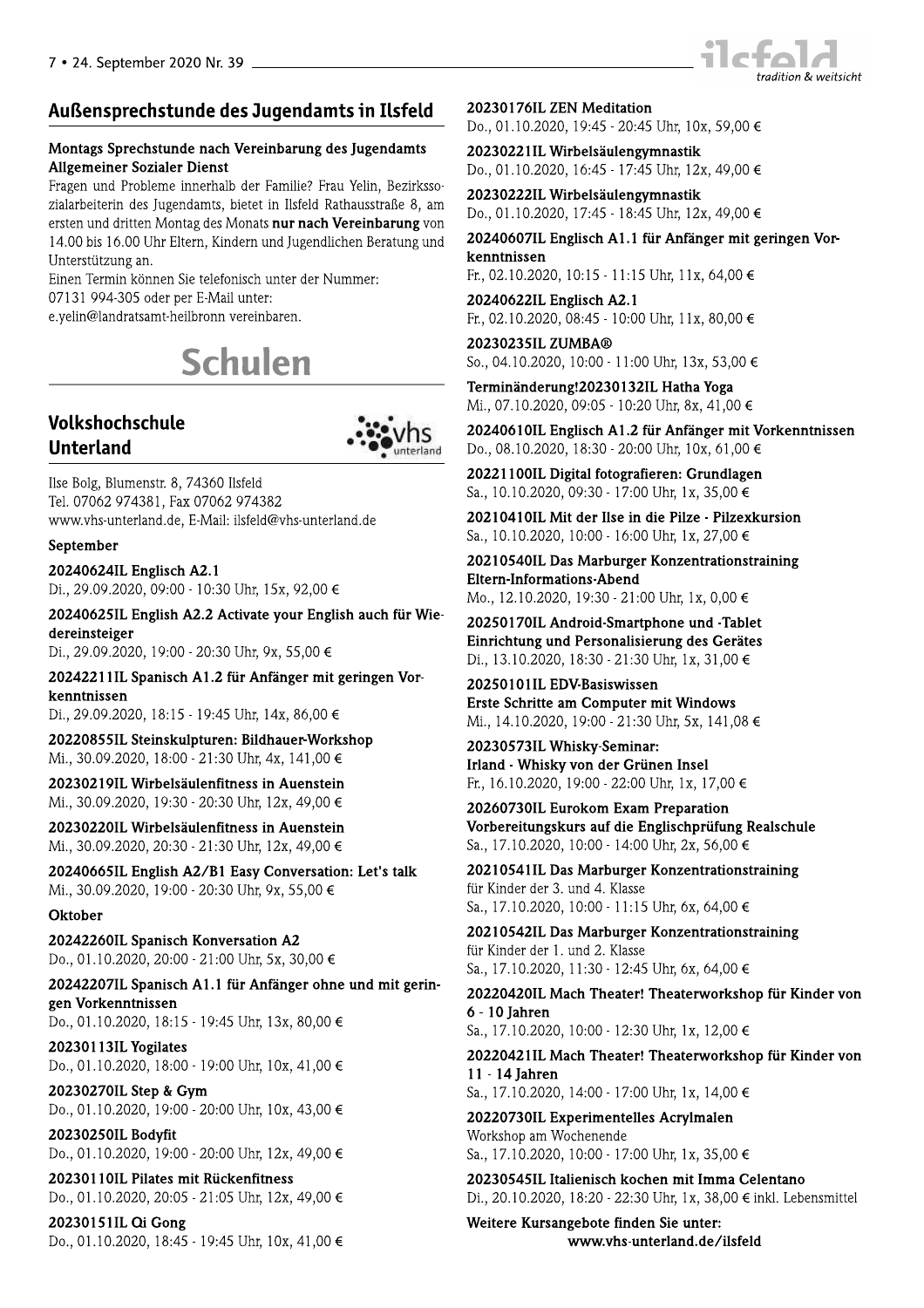## Außensprechstunde des Jugendamts in Ilsfeld

**Montags Sprechstunde nach Vereinbarung des Jugendamts Allgemeiner Sozialer Dienst**

Fragen und Probleme innerhalb der Familie? Frau Yelin, Bezirkssozialarbeiterin des Jugendamts, bietet in Ilsfeld Rathausstraße 8, am ersten und dritten Montag des Monats **nur nach Vereinbarung** von 14.00 bis 16.00 Uhr Eltern, Kindern und Jugendlichen Beratung und Unterstützung an.

Einen Termin können Sie telefonisch unter der Nummer:
07131 994-305 oder per E-Mail unter:
e.yelin@landratsamt-heilbronn vereinbaren.

# Schulen

## Volkshochschule Unterland

Ilse Bolg, Blumenstr. 8, 74360 Ilsfeld
Tel. 07062 974381, Fax 07062 974382
www.vhs-unterland.de, E-Mail: ilsfeld@vhs-unterland.de

**September**

**20240624IL Englisch A2.1**
Di., 29.09.2020, 09:00 - 10:30 Uhr, 15x, 92,00 €

**20240625IL English A2.2 Activate your English auch für Wiedereinsteiger**
Di., 29.09.2020, 19:00 - 20:30 Uhr, 9x, 55,00 €

**20242211IL Spanisch A1.2 für Anfänger mit geringen Vorkenntnissen**
Di., 29.09.2020, 18:15 - 19:45 Uhr, 14x, 86,00 €

**20220855IL Steinskulpturen: Bildhauer-Workshop**
Mi., 30.09.2020, 18:00 - 21:30 Uhr, 4x, 141,00 €

**20230219IL Wirbelsäulenfitness in Auenstein**
Mi., 30.09.2020, 19:30 - 20:30 Uhr, 12x, 49,00 €

**20230220IL Wirbelsäulenfitness in Auenstein**
Mi., 30.09.2020, 20:30 - 21:30 Uhr, 12x, 49,00 €

**20240665IL English A2/B1 Easy Conversation: Let's talk**
Mi., 30.09.2020, 19:00 - 20:30 Uhr, 9x, 55,00 €

**Oktober**

**20242260IL Spanisch Konversation A2**
Do., 01.10.2020, 20:00 - 21:00 Uhr, 5x, 30,00 €

**20242207IL Spanisch A1.1 für Anfänger ohne und mit geringen Vorkenntnissen**
Do., 01.10.2020, 18:15 - 19:45 Uhr, 13x, 80,00 €

**20230113IL Yogilates**
Do., 01.10.2020, 18:00 - 19:00 Uhr, 10x, 41,00 €

**20230270IL Step & Gym**
Do., 01.10.2020, 19:00 - 20:00 Uhr, 10x, 43,00 €

**20230250IL Bodyfit**
Do., 01.10.2020, 19:00 - 20:00 Uhr, 12x, 49,00 €

**20230110IL Pilates mit Rückenfitness**
Do., 01.10.2020, 20:05 - 21:05 Uhr, 12x, 49,00 €

**20230151IL Qi Gong**
Do., 01.10.2020, 18:45 - 19:45 Uhr, 10x, 41,00 €

**20230176IL ZEN Meditation**
Do., 01.10.2020, 19:45 - 20:45 Uhr, 10x, 59,00 €

**20230221IL Wirbelsäulengymnastik**
Do., 01.10.2020, 16:45 - 17:45 Uhr, 12x, 49,00 €

**20230222IL Wirbelsäulengymnastik**
Do., 01.10.2020, 17:45 - 18:45 Uhr, 12x, 49,00 €

**20240607IL Englisch A1.1 für Anfänger mit geringen Vorkenntnissen**
Fr., 02.10.2020, 10:15 - 11:15 Uhr, 11x, 64,00 €

**20240622IL Englisch A2.1**
Fr., 02.10.2020, 08:45 - 10:00 Uhr, 11x, 80,00 €

**20230235IL ZUMBA®**
So., 04.10.2020, 10:00 - 11:00 Uhr, 13x, 53,00 €

**Terminänderung!20230132IL Hatha Yoga**
Mi., 07.10.2020, 09:05 - 10:20 Uhr, 8x, 41,00 €

**20240610IL Englisch A1.2 für Anfänger mit Vorkenntnissen**
Do., 08.10.2020, 18:30 - 20:00 Uhr, 10x, 61,00 €

**20221100IL Digital fotografieren: Grundlagen**
Sa., 10.10.2020, 09:30 - 17:00 Uhr, 1x, 35,00 €

**20210410IL Mit der Ilse in die Pilze - Pilzexkursion**
Sa., 10.10.2020, 10:00 - 16:00 Uhr, 1x, 27,00 €

**20210540IL Das Marburger Konzentrationstraining Eltern-Informations-Abend**
Mo., 12.10.2020, 19:30 - 21:00 Uhr, 1x, 0,00 €

**20250170IL Android-Smartphone und -Tablet Einrichtung und Personalisierung des Gerätes**
Di., 13.10.2020, 18:30 - 21:30 Uhr, 1x, 31,00 €

**20250101IL EDV-Basiswissen Erste Schritte am Computer mit Windows**
Mi., 14.10.2020, 19:00 - 21:30 Uhr, 5x, 141,08 €

**20230573IL Whisky-Seminar: Irland - Whisky von der Grünen Insel**
Fr., 16.10.2020, 19:00 - 22:00 Uhr, 1x, 17,00 €

**20260730IL Eurokom Exam Preparation Vorbereitungskurs auf die Englischprüfung Realschule**
Sa., 17.10.2020, 10:00 - 14:00 Uhr, 2x, 56,00 €

**20210541IL Das Marburger Konzentrationstraining**
für Kinder der 3. und 4. Klasse
Sa., 17.10.2020, 10:00 - 11:15 Uhr, 6x, 64,00 €

**20210542IL Das Marburger Konzentrationstraining**
für Kinder der 1. und 2. Klasse
Sa., 17.10.2020, 11:30 - 12:45 Uhr, 6x, 64,00 €

**20220420IL Mach Theater! Theaterworkshop für Kinder von 6 - 10 Jahren**
Sa., 17.10.2020, 10:00 - 12:30 Uhr, 1x, 12,00 €

**20220421IL Mach Theater! Theaterworkshop für Kinder von 11 - 14 Jahren**
Sa., 17.10.2020, 14:00 - 17:00 Uhr, 1x, 14,00 €

**20220730IL Experimentelles Acrylmalen**
Workshop am Wochenende
Sa., 17.10.2020, 10:00 - 17:00 Uhr, 1x, 35,00 €

**20230545IL Italienisch kochen mit Imma Celentano**
Di., 20.10.2020, 18:20 - 22:30 Uhr, 1x, 38,00 € inkl. Lebensmittel

**Weitere Kursangebote finden Sie unter: www.vhs-unterland.de/ilsfeld**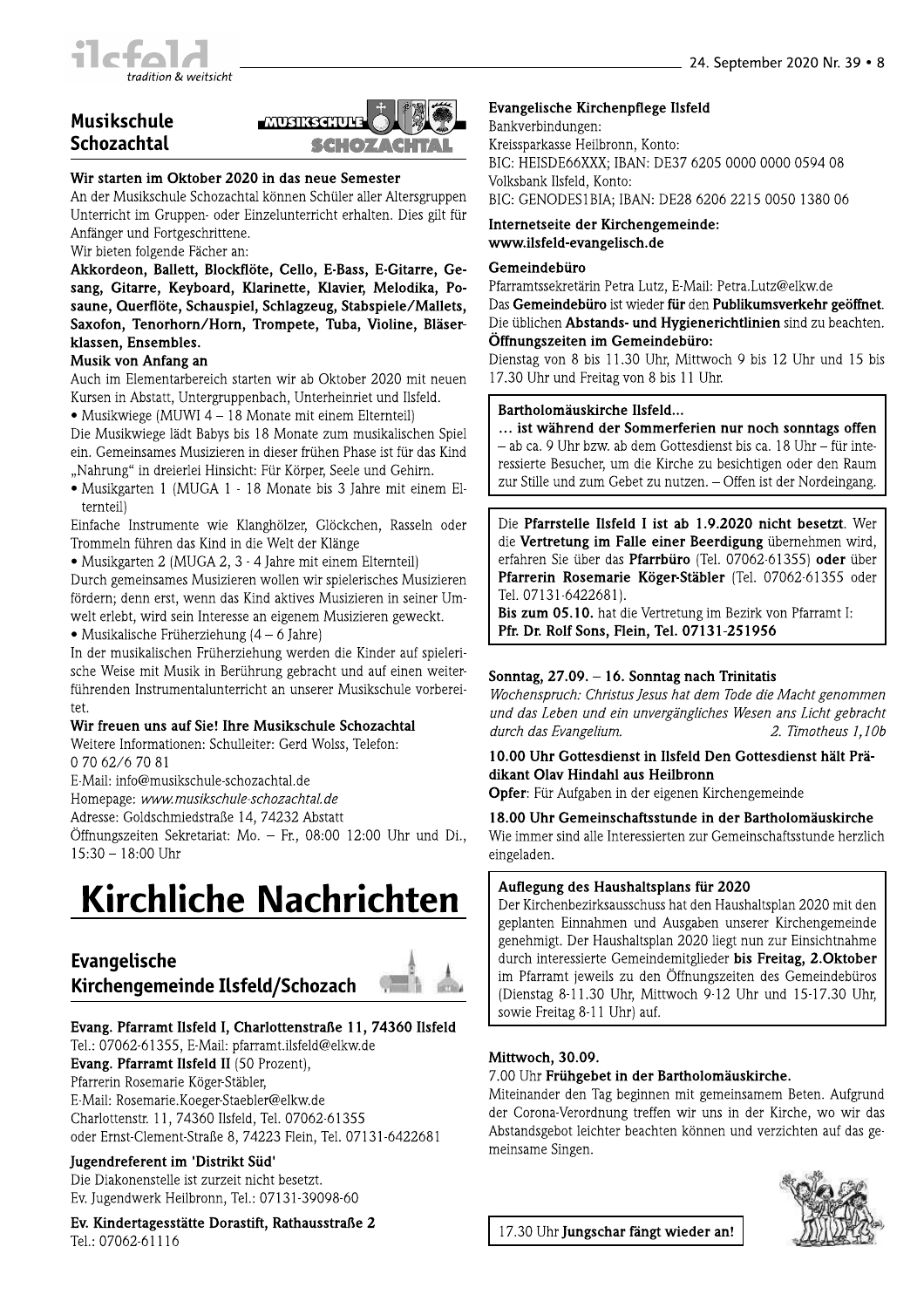## Musikschule Schozachtal

**Wir starten im Oktober 2020 in das neue Semester**

An der Musikschule Schozachtal können Schüler aller Altersgruppen Unterricht im Gruppen- oder Einzelunterricht erhalten. Dies gilt für Anfänger und Fortgeschrittene.

Wir bieten folgende Fächer an:

**Akkordeon, Ballett, Blockflöte, Cello, E-Bass, E-Gitarre, Gesang, Gitarre, Keyboard, Klarinette, Klavier, Melodika, Posaune, Querflöte, Schauspiel, Schlagzeug, Stabspiele/Mallets, Saxofon, Tenorhorn/Horn, Trompete, Tuba, Violine, Bläserklassen, Ensembles.**

**Musik von Anfang an**

Auch im Elementarbereich starten wir ab Oktober 2020 mit neuen Kursen in Abstatt, Untergruppenbach, Unterheinriet und Ilsfeld.

- Musikwiege (MUWI 4 – 18 Monate mit einem Elternteil)

Die Musikwiege lädt Babys bis 18 Monate zum musikalischen Spiel ein. Gemeinsames Musizieren in dieser frühen Phase ist für das Kind „Nahrung" in dreierlei Hinsicht: Für Körper, Seele und Gehirn.

- Musikgarten 1 (MUGA 1 - 18 Monate bis 3 Jahre mit einem Elternteil)

Einfache Instrumente wie Klanghölzer, Glöckchen, Rasseln oder Trommeln führen das Kind in die Welt der Klänge

- Musikgarten 2 (MUGA 2, 3 - 4 Jahre mit einem Elternteil)

Durch gemeinsames Musizieren wollen wir spielerisches Musizieren fördern; denn erst, wenn das Kind aktives Musizieren in seiner Umwelt erlebt, wird sein Interesse an eigenem Musizieren geweckt.

- Musikalische Früherziehung (4 – 6 Jahre)

In der musikalischen Früherziehung werden die Kinder auf spielerische Weise mit Musik in Berührung gebracht und auf einen weiterführenden Instrumentalunterricht an unserer Musikschule vorbereitet.

**Wir freuen uns auf Sie! Ihre Musikschule Schozachtal**

Weitere Informationen: Schulleiter: Gerd Wolss, Telefon: 0 70 62/6 70 81

E-Mail: info@musikschule-schozachtal.de

Homepage: *www.musikschule-schozachtal.de*

Adresse: Goldschmiedstraße 14, 74232 Abstatt

Öffnungszeiten Sekretariat: Mo. – Fr., 08:00 12:00 Uhr und Di., 15:30 – 18:00 Uhr

# Kirchliche Nachrichten

## Evangelische Kirchengemeinde Ilsfeld/Schozach

**Evang. Pfarramt Ilsfeld I, Charlottenstraße 11, 74360 Ilsfeld**

Tel.: 07062-61355, E-Mail: pfarramt.ilsfeld@elkw.de

**Evang. Pfarramt Ilsfeld II** (50 Prozent),

Pfarrerin Rosemarie Köger-Stäbler,

E-Mail: Rosemarie.Koeger-Staebler@elkw.de

Charlottenstr. 11, 74360 Ilsfeld, Tel. 07062-61355

oder Ernst-Clement-Straße 8, 74223 Flein, Tel. 07131-6422681

**Jugendreferent im 'Distrikt Süd'**

Die Diakonenstelle ist zurzeit nicht besetzt.

Ev. Jugendwerk Heilbronn, Tel.: 07131-39098-60

**Ev. Kindertagesstätte Dorastift, Rathausstraße 2**

Tel.: 07062-61116

**Evangelische Kirchenpflege Ilsfeld**

Bankverbindungen:

Kreissparkasse Heilbronn, Konto:

BIC: HEISDE66XXX; IBAN: DE37 6205 0000 0000 0594 08

Volksbank Ilsfeld, Konto:

BIC: GENODES1BIA; IBAN: DE28 6206 2215 0050 1380 06

**Internetseite der Kirchengemeinde:**
**www.ilsfeld-evangelisch.de**

**Gemeindebüro**

Pfarramtssekretärin Petra Lutz, E-Mail: Petra.Lutz@elkw.de

Das **Gemeindebüro** ist wieder **für** den **Publikumsverkehr geöffnet**. Die üblichen **Abstands- und Hygienerichtlinien** sind zu beachten.

**Öffnungszeiten im Gemeindebüro:**

Dienstag von 8 bis 11.30 Uhr, Mittwoch 9 bis 12 Uhr und 15 bis 17.30 Uhr und Freitag von 8 bis 11 Uhr.

**Bartholomäuskirche Ilsfeld...**

**... ist während der Sommerferien nur noch sonntags offen** – ab ca. 9 Uhr bzw. ab dem Gottesdienst bis ca. 18 Uhr – für interessierte Besucher, um die Kirche zu besichtigen oder den Raum zur Stille und zum Gebet zu nutzen. – Offen ist der Nordeingang.

Die **Pfarrstelle Ilsfeld I ist ab 1.9.2020 nicht besetzt**. Wer die **Vertretung im Falle einer Beerdigung** übernehmen wird, erfahren Sie über das **Pfarrbüro** (Tel. 07062-61355) **oder** über **Pfarrerin Rosemarie Köger-Stäbler** (Tel. 07062-61355 oder Tel. 07131-6422681).

**Bis zum 05.10.** hat die Vertretung im Bezirk von Pfarramt I: **Pfr. Dr. Rolf Sons, Flein, Tel. 07131-251956**

**Sonntag, 27.09. – 16. Sonntag nach Trinitatis**

*Wochenspruch: Christus Jesus hat dem Tode die Macht genommen und das Leben und ein unvergängliches Wesen ans Licht gebracht durch das Evangelium. 2. Timotheus 1,10b*

**10.00 Uhr Gottesdienst in Ilsfeld Den Gottesdienst hält Prädikant Olav Hindahl aus Heilbronn**

**Opfer**: Für Aufgaben in der eigenen Kirchengemeinde

**18.00 Uhr Gemeinschaftsstunde in der Bartholomäuskirche**

Wie immer sind alle Interessierten zur Gemeinschaftsstunde herzlich eingeladen.

**Auflegung des Haushaltsplans für 2020**

Der Kirchenbezirksausschuss hat den Haushaltsplan 2020 mit den geplanten Einnahmen und Ausgaben unserer Kirchengemeinde genehmigt. Der Haushaltsplan 2020 liegt nun zur Einsichtnahme durch interessierte Gemeindemitglieder **bis Freitag, 2.Oktober** im Pfarramt jeweils zu den Öffnungszeiten des Gemeindebüros (Dienstag 8-11.30 Uhr, Mittwoch 9-12 Uhr und 15-17.30 Uhr, sowie Freitag 8-11 Uhr) auf.

**Mittwoch, 30.09.**

7.00 Uhr **Frühgebet in der Bartholomäuskirche.**

Miteinander den Tag beginnen mit gemeinsamem Beten. Aufgrund der Corona-Verordnung treffen wir uns in der Kirche, wo wir das Abstandsgebot leichter beachten können und verzichten auf das gemeinsame Singen.

17.30 Uhr **Jungschar fängt wieder an!**